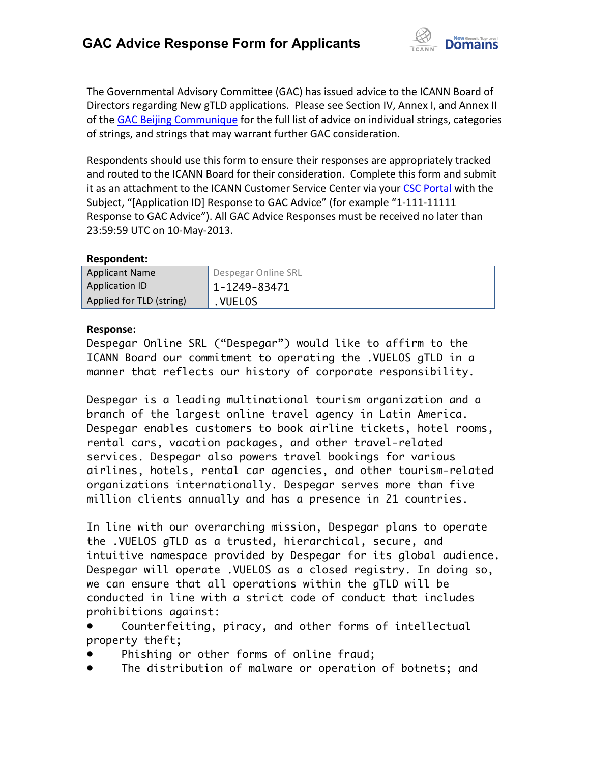# GAC Advice Response Form for Applicants

The Governmental Advisory Committee (GAC) has issued advice to the ICANN Board of Directors regarding New gTLD applications. Please see Section IV, Annex I, and Annex II of the GAC Beijing Communique for the full list of advice on individual strings, categories of strings, and strings that may warrant further GAC consideration.

Respondents should use this form to ensure their responses are appropriately tracked and routed to the ICANN Board for their consideration. Complete this form and submit it as an attachment to the ICANN Customer Service Center via your CSC Portal with the Subject, "[Application ID] Response to GAC Advice" (for example "1-111-11111 Response to GAC Advice"). All GAC Advice Responses must be received no later than 23:59:59 UTC on 10-May-2013.

**Respondent:**

| Applicant Name | Despegar Online SRL |
|---|---|
| Application ID | 1-1249-83471 |
| Applied for TLD (string) | .VUELOS |

**Response:**

Despegar Online SRL ("Despegar") would like to affirm to the ICANN Board our commitment to operating the .VUELOS gTLD in a manner that reflects our history of corporate responsibility.

Despegar is a leading multinational tourism organization and a branch of the largest online travel agency in Latin America. Despegar enables customers to book airline tickets, hotel rooms, rental cars, vacation packages, and other travel-related services. Despegar also powers travel bookings for various airlines, hotels, rental car agencies, and other tourism-related organizations internationally. Despegar serves more than five million clients annually and has a presence in 21 countries.

In line with our overarching mission, Despegar plans to operate the .VUELOS gTLD as a trusted, hierarchical, secure, and intuitive namespace provided by Despegar for its global audience. Despegar will operate .VUELOS as a closed registry. In doing so, we can ensure that all operations within the gTLD will be conducted in line with a strict code of conduct that includes prohibitions against:

- Counterfeiting, piracy, and other forms of intellectual property theft;
- Phishing or other forms of online fraud;
- The distribution of malware or operation of botnets; and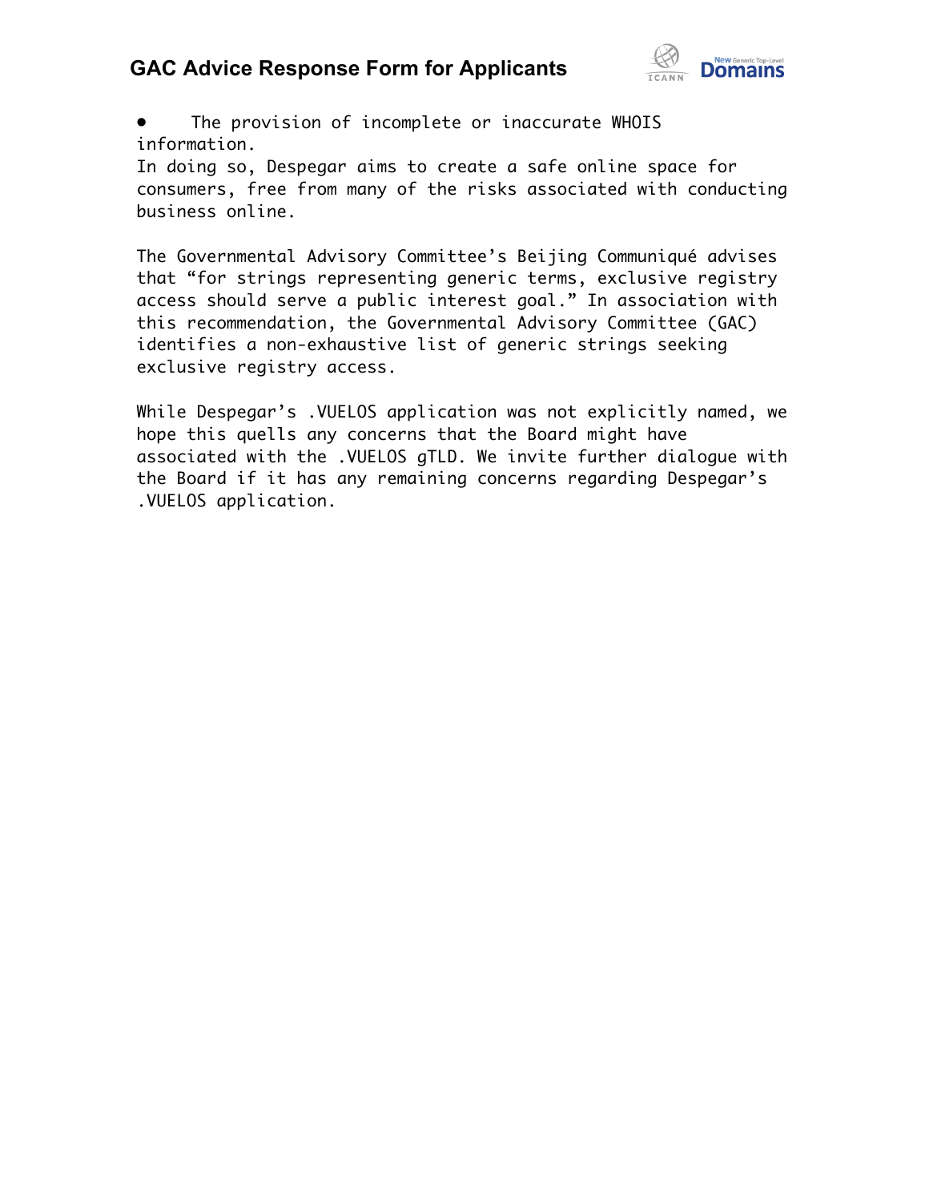- The provision of incomplete or inaccurate WHOIS information.

In doing so, Despegar aims to create a safe online space for consumers, free from many of the risks associated with conducting business online.

The Governmental Advisory Committee's Beijing Communiqué advises that "for strings representing generic terms, exclusive registry access should serve a public interest goal." In association with this recommendation, the Governmental Advisory Committee (GAC) identifies a non-exhaustive list of generic strings seeking exclusive registry access.

While Despegar's .VUELOS application was not explicitly named, we hope this quells any concerns that the Board might have associated with the .VUELOS gTLD. We invite further dialogue with the Board if it has any remaining concerns regarding Despegar's .VUELOS application.